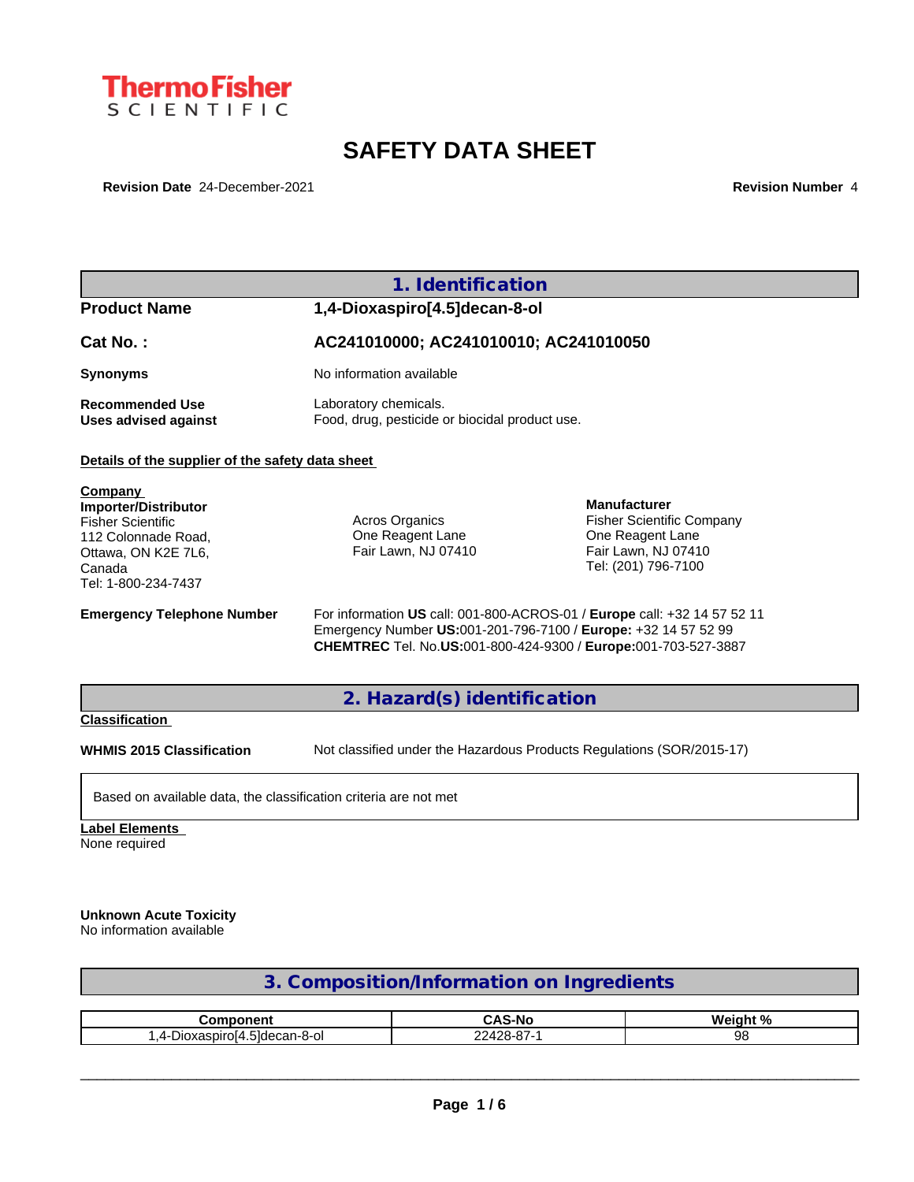ThermoFisher SCIENTIFIC

# SAFETY DATA SHEET

**Revision Date** 24-December-2021 **Revision Number** 4

## 1. Identification

**Product Name** **1,4-Dioxaspiro[4.5]decan-8-ol**

**Cat No. :** **AC241010000; AC241010010; AC241010050**

**Synonyms** No information available

**Recommended Use** Laboratory chemicals.
**Uses advised against** Food, drug, pesticide or biocidal product use.

**Details of the supplier of the safety data sheet**

**Company**
**Importer/Distributor**
Fisher Scientific
112 Colonnade Road,
Ottawa, ON K2E 7L6,
Canada
Tel: 1-800-234-7437

Acros Organics
One Reagent Lane
Fair Lawn, NJ 07410

**Manufacturer**
Fisher Scientific Company
One Reagent Lane
Fair Lawn, NJ 07410
Tel: (201) 796-7100

**Emergency Telephone Number** For information **US** call: 001-800-ACROS-01 / **Europe** call: +32 14 57 52 11
Emergency Number **US:**001-201-796-7100 / **Europe:** +32 14 57 52 99
**CHEMTREC** Tel. No.**US:**001-800-424-9300 / **Europe:**001-703-527-3887

## 2. Hazard(s) identification

**Classification**

**WHMIS 2015 Classification** Not classified under the Hazardous Products Regulations (SOR/2015-17)

Based on available data, the classification criteria are not met

**Label Elements**
None required

**Unknown Acute Toxicity**
No information available

## 3. Composition/Information on Ingredients

| Component | CAS-No | Weight % |
|---|---|---|
| 1,4-Dioxaspiro[4.5]decan-8-ol | 22428-87-1 | 98 |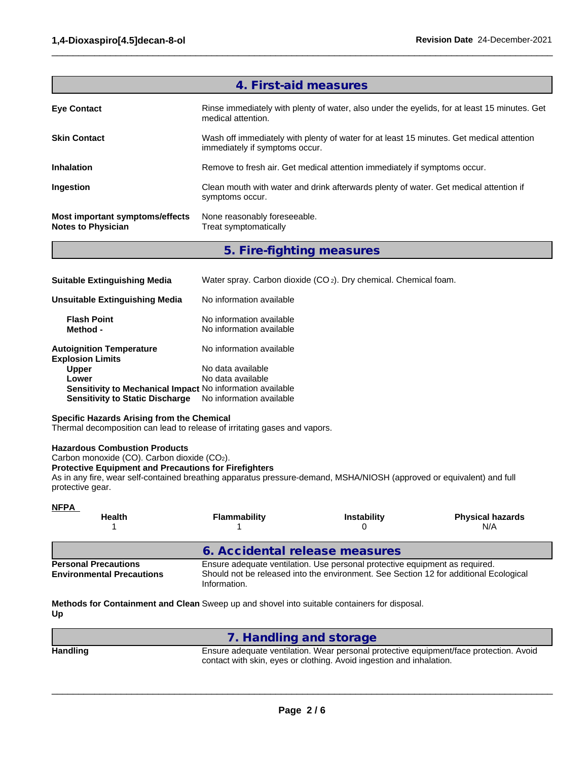## 4. First-aid measures

**Eye Contact** — Rinse immediately with plenty of water, also under the eyelids, for at least 15 minutes. Get medical attention.

**Skin Contact** — Wash off immediately with plenty of water for at least 15 minutes. Get medical attention immediately if symptoms occur.

**Inhalation** — Remove to fresh air. Get medical attention immediately if symptoms occur.

**Ingestion** — Clean mouth with water and drink afterwards plenty of water. Get medical attention if symptoms occur.

**Most important symptoms/effects** — None reasonably foreseeable.
**Notes to Physician** — Treat symptomatically

## 5. Fire-fighting measures

**Suitable Extinguishing Media** — Water spray. Carbon dioxide ($CO_2$). Dry chemical. Chemical foam.

**Unsuitable Extinguishing Media** — No information available

**Flash Point** — No information available
**Method -** — No information available

**Autoignition Temperature** — No information available
**Explosion Limits**
**Upper** — No data available
**Lower** — No data available
**Sensitivity to Mechanical Impact** — No information available
**Sensitivity to Static Discharge** — No information available

**Specific Hazards Arising from the Chemical**
Thermal decomposition can lead to release of irritating gases and vapors.

**Hazardous Combustion Products**
Carbon monoxide (CO). Carbon dioxide ($CO_2$).
**Protective Equipment and Precautions for Firefighters**
As in any fire, wear self-contained breathing apparatus pressure-demand, MSHA/NIOSH (approved or equivalent) and full protective gear.

**NFPA**

| Health | Flammability | Instability | Physical hazards |
|---|---|---|---|
| 1 | 1 | 0 | N/A |

## 6. Accidental release measures

**Personal Precautions** — Ensure adequate ventilation. Use personal protective equipment as required.
**Environmental Precautions** — Should not be released into the environment. See Section 12 for additional Ecological Information.

**Methods for Containment and Clean Up** — Sweep up and shovel into suitable containers for disposal.

## 7. Handling and storage

**Handling** — Ensure adequate ventilation. Wear personal protective equipment/face protection. Avoid contact with skin, eyes or clothing. Avoid ingestion and inhalation.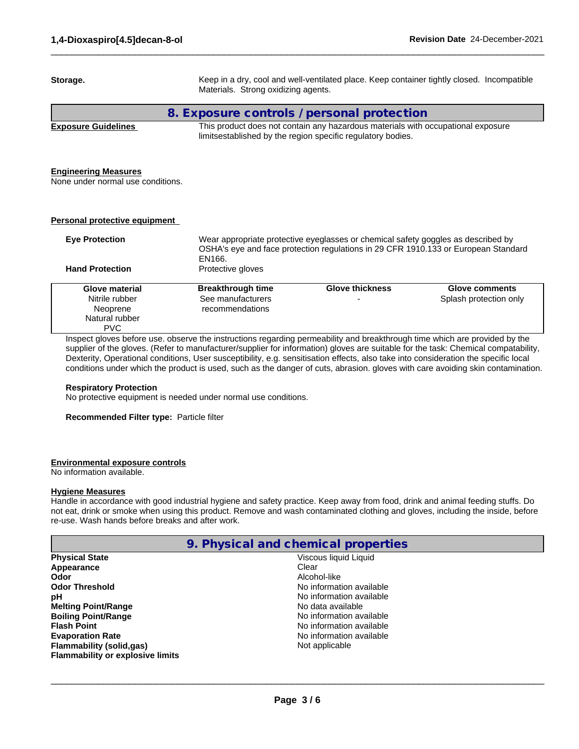**Storage.** Keep in a dry, cool and well-ventilated place. Keep container tightly closed. Incompatible Materials. Strong oxidizing agents.

## 8. Exposure controls / personal protection

**Exposure Guidelines**

This product does not contain any hazardous materials with occupational exposure limitsestablished by the region specific regulatory bodies.

**Engineering Measures**

None under normal use conditions.

**Personal protective equipment**

**Eye Protection**

Wear appropriate protective eyeglasses or chemical safety goggles as described by OSHA's eye and face protection regulations in 29 CFR 1910.133 or European Standard EN166.

**Hand Protection**

Protective gloves

| Glove material | Breakthrough time | Glove thickness | Glove comments |
|---|---|---|---|
| Nitrile rubber<br>Neoprene<br>Natural rubber<br>PVC | See manufacturers recommendations | - | Splash protection only |

Inspect gloves before use. observe the instructions regarding permeability and breakthrough time which are provided by the supplier of the gloves. (Refer to manufacturer/supplier for information) gloves are suitable for the task: Chemical compatability, Dexterity, Operational conditions, User susceptibility, e.g. sensitisation effects, also take into consideration the specific local conditions under which the product is used, such as the danger of cuts, abrasion. gloves with care avoiding skin contamination.

**Respiratory Protection**

No protective equipment is needed under normal use conditions.

**Recommended Filter type:** Particle filter

**Environmental exposure controls**

No information available.

**Hygiene Measures**

Handle in accordance with good industrial hygiene and safety practice. Keep away from food, drink and animal feeding stuffs. Do not eat, drink or smoke when using this product. Remove and wash contaminated clothing and gloves, including the inside, before re-use. Wash hands before breaks and after work.

## 9. Physical and chemical properties

| | |
|---|---|
| **Physical State** | Viscous liquid Liquid |
| **Appearance** | Clear |
| **Odor** | Alcohol-like |
| **Odor Threshold** | No information available |
| **pH** | No information available |
| **Melting Point/Range** | No data available |
| **Boiling Point/Range** | No information available |
| **Flash Point** | No information available |
| **Evaporation Rate** | No information available |
| **Flammability (solid,gas)** | Not applicable |
| **Flammability or explosive limits** | |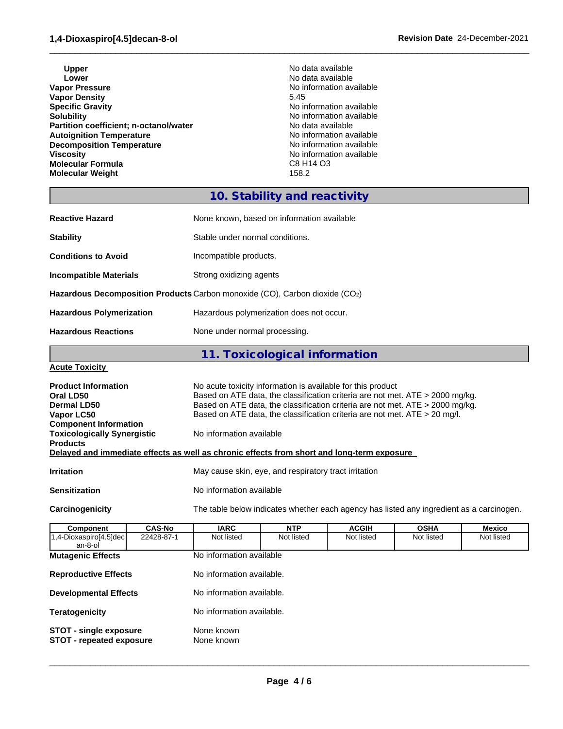| | |
|---|---|
| **Upper** | No data available |
| **Lower** | No data available |
| **Vapor Pressure** | No information available |
| **Vapor Density** | 5.45 |
| **Specific Gravity** | No information available |
| **Solubility** | No information available |
| **Partition coefficient; n-octanol/water** | No data available |
| **Autoignition Temperature** | No information available |
| **Decomposition Temperature** | No information available |
| **Viscosity** | No information available |
| **Molecular Formula** | C8 H14 O3 |
| **Molecular Weight** | 158.2 |

## 10. Stability and reactivity

| | |
|---|---|
| **Reactive Hazard** | None known, based on information available |
| **Stability** | Stable under normal conditions. |
| **Conditions to Avoid** | Incompatible products. |
| **Incompatible Materials** | Strong oxidizing agents |
| **Hazardous Decomposition Products** | Carbon monoxide (CO), Carbon dioxide ($CO_2$) |
| **Hazardous Polymerization** | Hazardous polymerization does not occur. |
| **Hazardous Reactions** | None under normal processing. |

## 11. Toxicological information

**Acute Toxicity**

| | |
|---|---|
| **Product Information** | No acute toxicity information is available for this product |
| **Oral LD50** | Based on ATE data, the classification criteria are not met. ATE > 2000 mg/kg. |
| **Dermal LD50** | Based on ATE data, the classification criteria are not met. ATE > 2000 mg/kg. |
| **Vapor LC50** | Based on ATE data, the classification criteria are not met. ATE > 20 mg/l. |
| **Component Information** | |
| **Toxicologically Synergistic Products** | No information available |

**Delayed and immediate effects as well as chronic effects from short and long-term exposure**

| | |
|---|---|
| **Irritation** | May cause skin, eye, and respiratory tract irritation |
| **Sensitization** | No information available |
| **Carcinogenicity** | The table below indicates whether each agency has listed any ingredient as a carcinogen. |

| Component | CAS-No | IARC | NTP | ACGIH | OSHA | Mexico |
|---|---|---|---|---|---|---|
| 1,4-Dioxaspiro[4.5]decan-8-ol | 22428-87-1 | Not listed | Not listed | Not listed | Not listed | Not listed |

| | |
|---|---|
| **Mutagenic Effects** | No information available |
| **Reproductive Effects** | No information available. |
| **Developmental Effects** | No information available. |
| **Teratogenicity** | No information available. |
| **STOT - single exposure** | None known |
| **STOT - repeated exposure** | None known |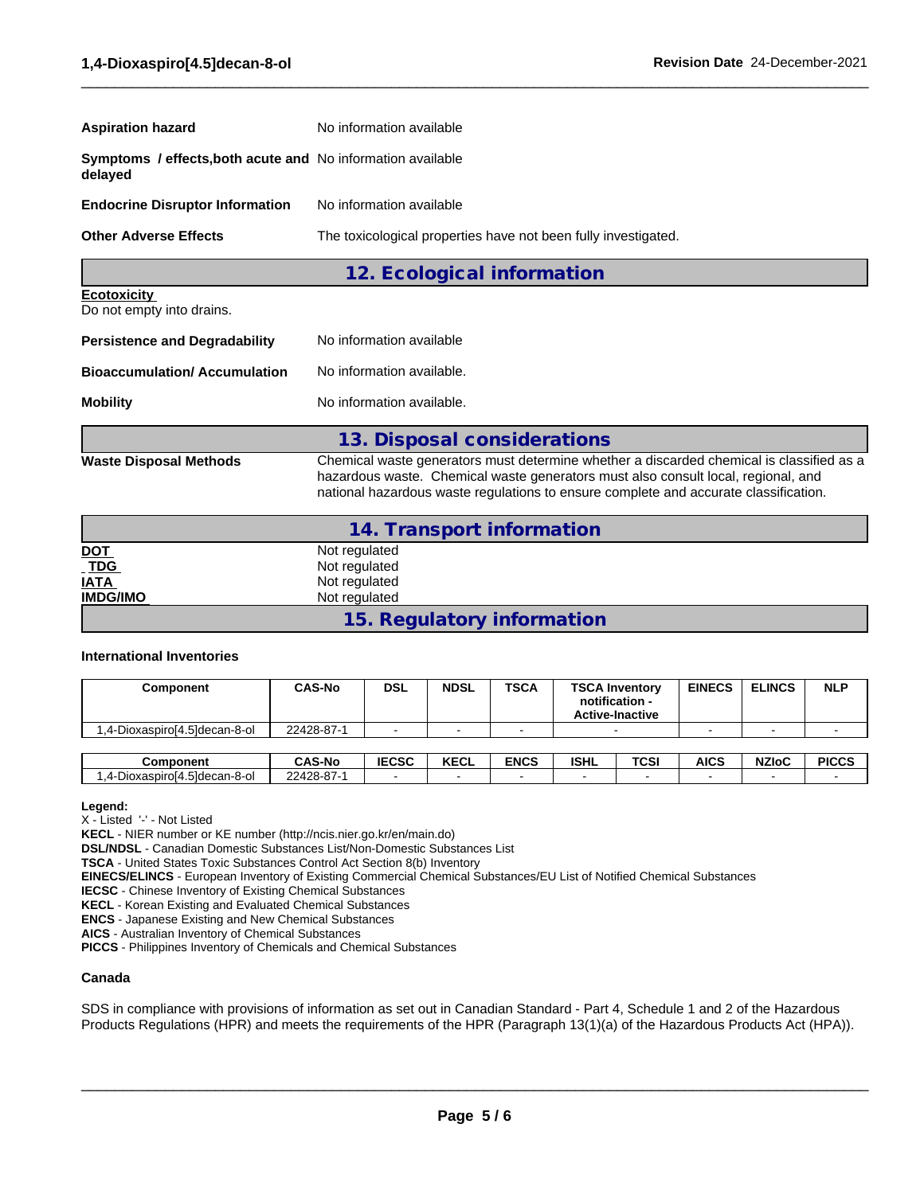**Aspiration hazard** No information available

**Symptoms / effects,both acute and delayed** No information available

**Endocrine Disruptor Information** No information available

**Other Adverse Effects** The toxicological properties have not been fully investigated.

## 12. Ecological information

**Ecotoxicity**
Do not empty into drains.

**Persistence and Degradability** No information available

**Bioaccumulation/ Accumulation** No information available.

**Mobility** No information available.

## 13. Disposal considerations

**Waste Disposal Methods** Chemical waste generators must determine whether a discarded chemical is classified as a hazardous waste. Chemical waste generators must also consult local, regional, and national hazardous waste regulations to ensure complete and accurate classification.

## 14. Transport information

**DOT** Not regulated
**TDG** Not regulated
**IATA** Not regulated
**IMDG/IMO** Not regulated

## 15. Regulatory information

**International Inventories**

| Component | CAS-No | DSL | NDSL | TSCA | TSCA Inventory notification - Active-Inactive | EINECS | ELINCS | NLP |
|---|---|---|---|---|---|---|---|---|
| 1,4-Dioxaspiro[4.5]decan-8-ol | 22428-87-1 | - | - | - | - | - | - | - |

| Component | CAS-No | IECSC | KECL | ENCS | ISHL | TCSI | AICS | NZIoC | PICCS |
|---|---|---|---|---|---|---|---|---|---|
| 1,4-Dioxaspiro[4.5]decan-8-ol | 22428-87-1 | - | - | - | - | - | - | - | - |

**Legend:**
X - Listed '-' - Not Listed
**KECL** - NIER number or KE number (http://ncis.nier.go.kr/en/main.do)
**DSL/NDSL** - Canadian Domestic Substances List/Non-Domestic Substances List
**TSCA** - United States Toxic Substances Control Act Section 8(b) Inventory
**EINECS/ELINCS** - European Inventory of Existing Commercial Chemical Substances/EU List of Notified Chemical Substances
**IECSC** - Chinese Inventory of Existing Chemical Substances
**KECL** - Korean Existing and Evaluated Chemical Substances
**ENCS** - Japanese Existing and New Chemical Substances
**AICS** - Australian Inventory of Chemical Substances
**PICCS** - Philippines Inventory of Chemicals and Chemical Substances

**Canada**

SDS in compliance with provisions of information as set out in Canadian Standard - Part 4, Schedule 1 and 2 of the Hazardous Products Regulations (HPR) and meets the requirements of the HPR (Paragraph 13(1)(a) of the Hazardous Products Act (HPA)).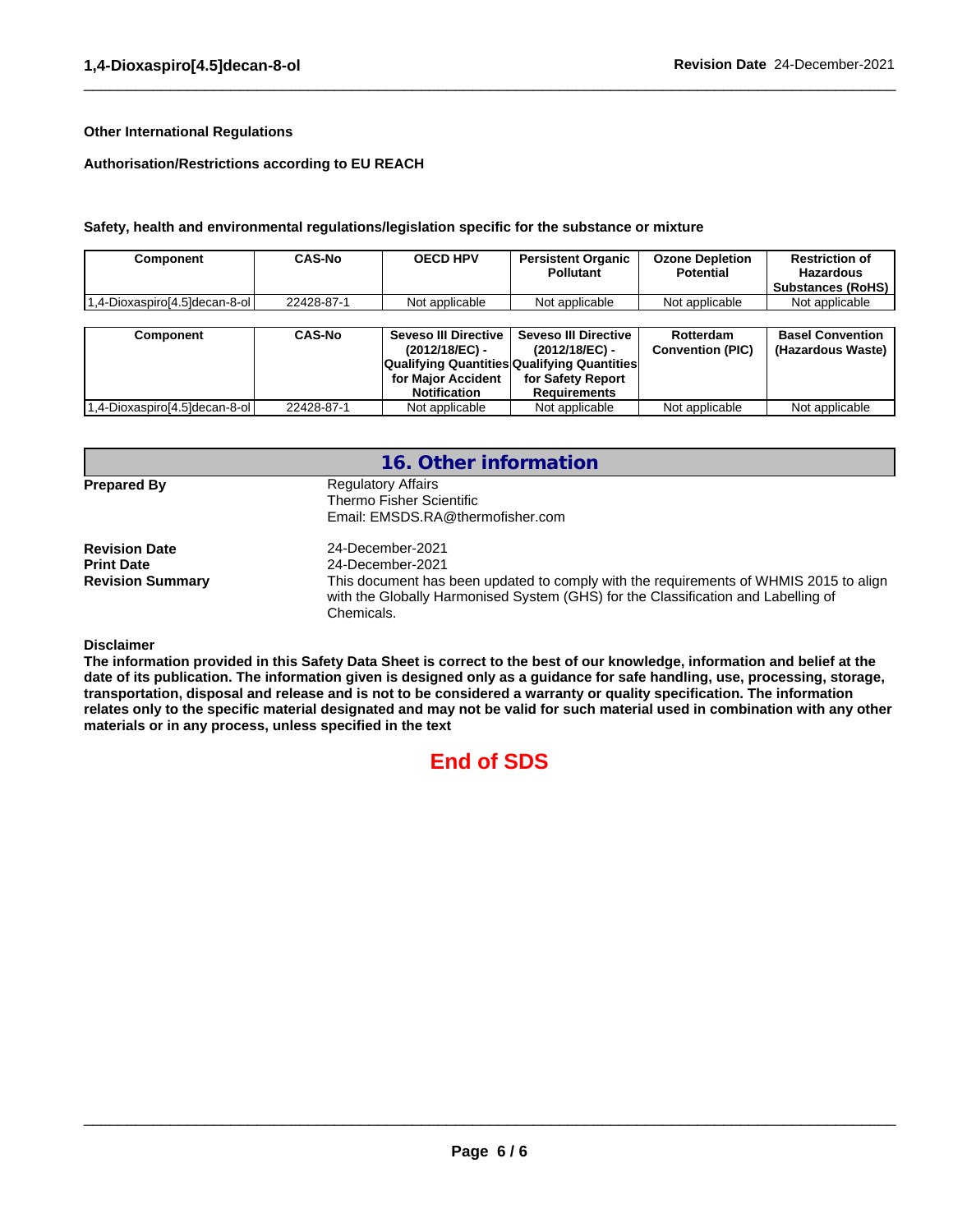**Other International Regulations**

**Authorisation/Restrictions according to EU REACH**

**Safety, health and environmental regulations/legislation specific for the substance or mixture**

| Component | CAS-No | OECD HPV | Persistent Organic Pollutant | Ozone Depletion Potential | Restriction of Hazardous Substances (RoHS) |
|---|---|---|---|---|---|
| 1,4-Dioxaspiro[4.5]decan-8-ol | 22428-87-1 | Not applicable | Not applicable | Not applicable | Not applicable |

| Component | CAS-No | Seveso III Directive (2012/18/EC) - Qualifying Quantities for Major Accident Notification | Seveso III Directive (2012/18/EC) - Qualifying Quantities for Safety Report Requirements | Rotterdam Convention (PIC) | Basel Convention (Hazardous Waste) |
|---|---|---|---|---|---|
| 1,4-Dioxaspiro[4.5]decan-8-ol | 22428-87-1 | Not applicable | Not applicable | Not applicable | Not applicable |

## 16. Other information

**Prepared By**
Regulatory Affairs
Thermo Fisher Scientific
Email: EMSDS.RA@thermofisher.com

**Revision Date** 24-December-2021
**Print Date** 24-December-2021
**Revision Summary** This document has been updated to comply with the requirements of WHMIS 2015 to align with the Globally Harmonised System (GHS) for the Classification and Labelling of Chemicals.

**Disclaimer**
**The information provided in this Safety Data Sheet is correct to the best of our knowledge, information and belief at the date of its publication. The information given is designed only as a guidance for safe handling, use, processing, storage, transportation, disposal and release and is not to be considered a warranty or quality specification. The information relates only to the specific material designated and may not be valid for such material used in combination with any other materials or in any process, unless specified in the text**

**End of SDS**